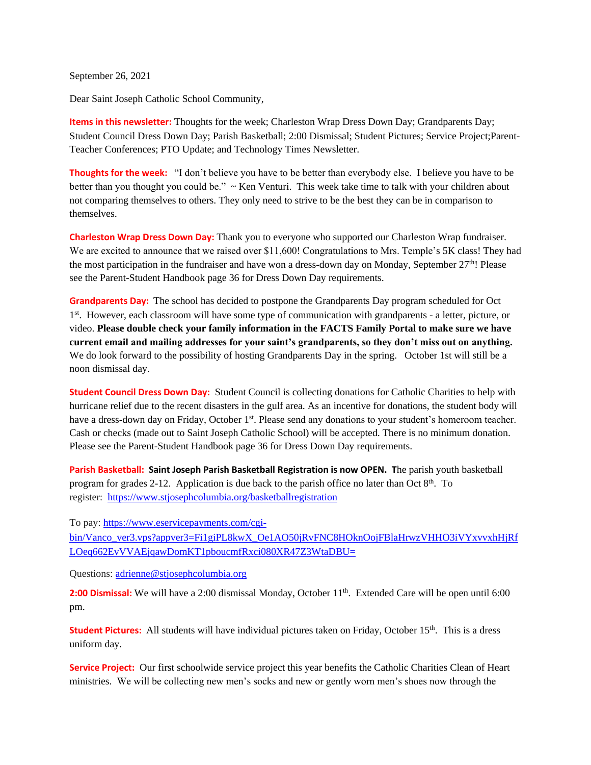September 26, 2021

Dear Saint Joseph Catholic School Community,

**Items in this newsletter:** Thoughts for the week; Charleston Wrap Dress Down Day; Grandparents Day; Student Council Dress Down Day; Parish Basketball; 2:00 Dismissal; Student Pictures; Service Project;Parent-Teacher Conferences; PTO Update; and Technology Times Newsletter.

**Thoughts for the week:** "I don't believe you have to be better than everybody else. I believe you have to be better than you thought you could be." ~ Ken Venturi. This week take time to talk with your children about not comparing themselves to others. They only need to strive to be the best they can be in comparison to themselves.

**Charleston Wrap Dress Down Day:** Thank you to everyone who supported our Charleston Wrap fundraiser. We are excited to announce that we raised over $11,600! Congratulations to Mrs. Temple's 5K class! They had the most participation in the fundraiser and have won a dress-down day on Monday, September 27th! Please see the Parent-Student Handbook page 36 for Dress Down Day requirements.

**Grandparents Day:** The school has decided to postpone the Grandparents Day program scheduled for Oct 1st. However, each classroom will have some type of communication with grandparents - a letter, picture, or video. **Please double check your family information in the FACTS Family Portal to make sure we have current email and mailing addresses for your saint's grandparents, so they don't miss out on anything.** We do look forward to the possibility of hosting Grandparents Day in the spring. October 1st will still be a noon dismissal day.

**Student Council Dress Down Day:** Student Council is collecting donations for Catholic Charities to help with hurricane relief due to the recent disasters in the gulf area. As an incentive for donations, the student body will have a dress-down day on Friday, October 1st. Please send any donations to your student's homeroom teacher. Cash or checks (made out to Saint Joseph Catholic School) will be accepted. There is no minimum donation. Please see the Parent-Student Handbook page 36 for Dress Down Day requirements.

**Parish Basketball:** **Saint Joseph Parish Basketball Registration is now OPEN. T**he parish youth basketball program for grades 2-12. Application is due back to the parish office no later than Oct 8th. To register: https://www.stjosephcolumbia.org/basketballregistration

To pay: https://www.eservicepayments.com/cgi-bin/Vanco_ver3.vps?appver3=Fi1giPL8kwX_Oe1AO50jRvFNC8HOknOojFBlaHrwzVHHO3iVYxvvxhHjRfLOeq662EvVVAEjqawDomKT1pboucmfRxci080XR47Z3WtaDBU=

Questions: adrienne@stjosephcolumbia.org

**2:00 Dismissal:** We will have a 2:00 dismissal Monday, October 11th. Extended Care will be open until 6:00 pm.

**Student Pictures:** All students will have individual pictures taken on Friday, October 15th. This is a dress uniform day.

**Service Project:** Our first schoolwide service project this year benefits the Catholic Charities Clean of Heart ministries. We will be collecting new men's socks and new or gently worn men's shoes now through the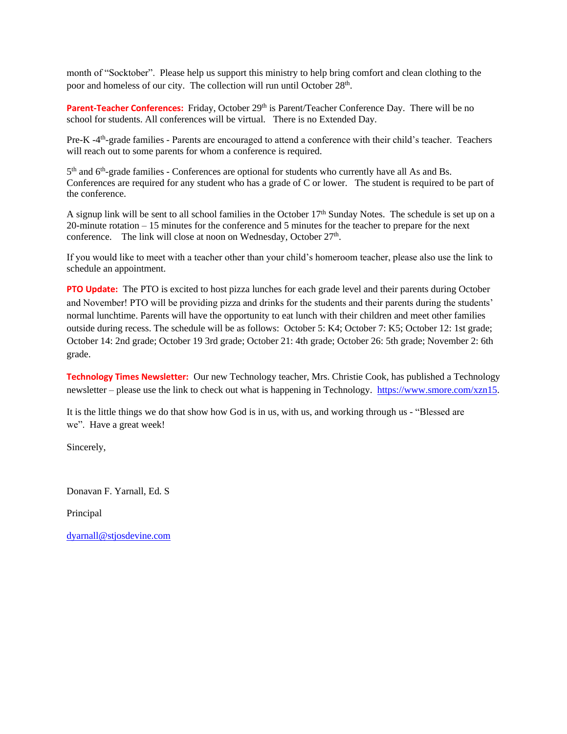month of "Socktober". Please help us support this ministry to help bring comfort and clean clothing to the poor and homeless of our city. The collection will run until October 28th.

**Parent-Teacher Conferences:** Friday, October 29th is Parent/Teacher Conference Day. There will be no school for students. All conferences will be virtual. There is no Extended Day.

Pre-K -4th-grade families - Parents are encouraged to attend a conference with their child's teacher. Teachers will reach out to some parents for whom a conference is required.

5th and 6th-grade families - Conferences are optional for students who currently have all As and Bs. Conferences are required for any student who has a grade of C or lower. The student is required to be part of the conference.

A signup link will be sent to all school families in the October 17th Sunday Notes. The schedule is set up on a 20-minute rotation – 15 minutes for the conference and 5 minutes for the teacher to prepare for the next conference. The link will close at noon on Wednesday, October 27th.

If you would like to meet with a teacher other than your child's homeroom teacher, please also use the link to schedule an appointment.

**PTO Update:** The PTO is excited to host pizza lunches for each grade level and their parents during October and November! PTO will be providing pizza and drinks for the students and their parents during the students' normal lunchtime. Parents will have the opportunity to eat lunch with their children and meet other families outside during recess. The schedule will be as follows: October 5: K4; October 7: K5; October 12: 1st grade; October 14: 2nd grade; October 19 3rd grade; October 21: 4th grade; October 26: 5th grade; November 2: 6th grade.

**Technology Times Newsletter:** Our new Technology teacher, Mrs. Christie Cook, has published a Technology newsletter – please use the link to check out what is happening in Technology. https://www.smore.com/xzn15.

It is the little things we do that show how God is in us, with us, and working through us - "Blessed are we". Have a great week!

Sincerely,

Donavan F. Yarnall, Ed. S

Principal

dyarnall@stjosdevine.com